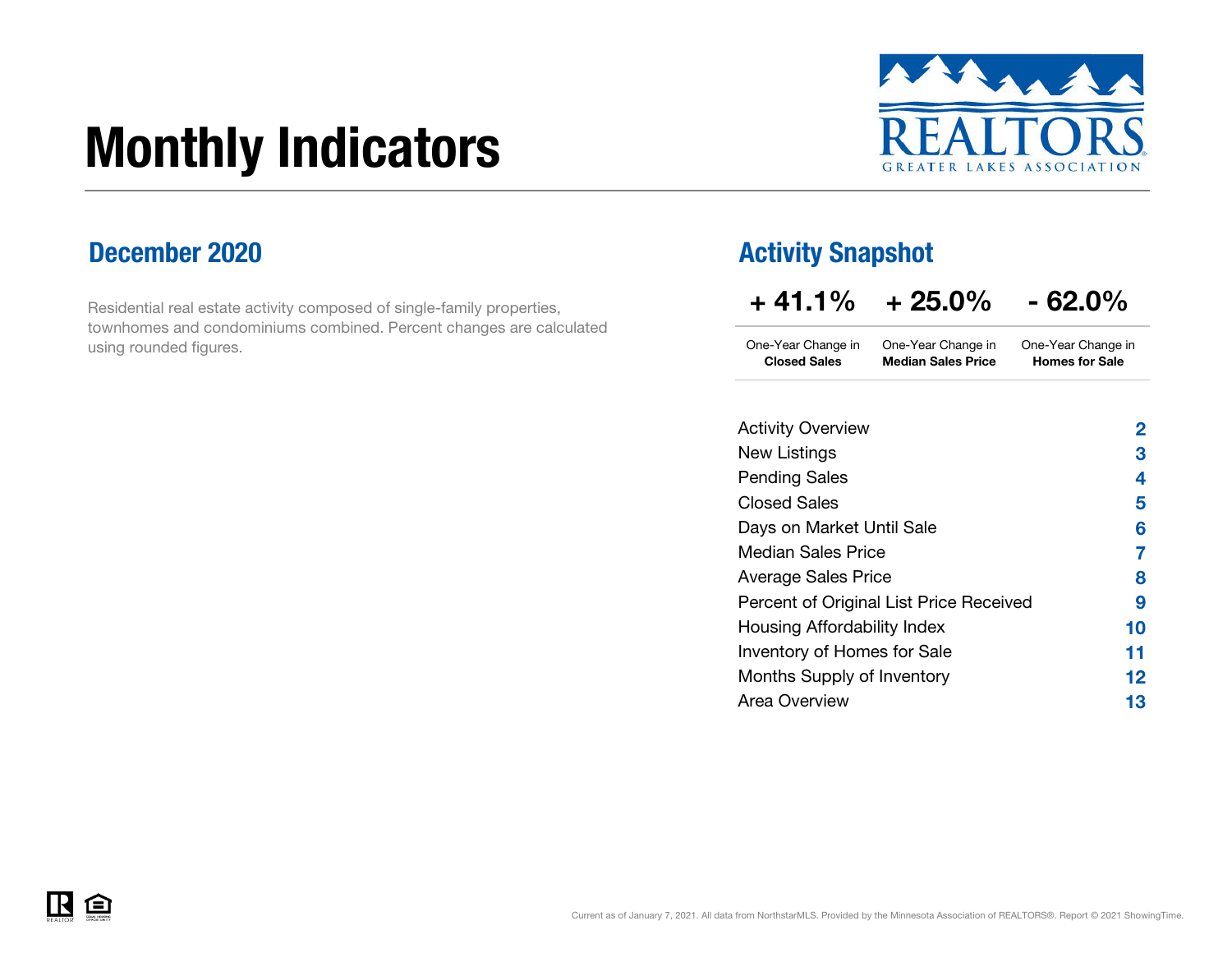# Monthly Indicators

REALTORS GREATER LAKES ASSOCIATION

## December 2020

Residential real estate activity composed of single-family properties, townhomes and condominiums combined. Percent changes are calculated using rounded figures.

## Activity Snapshot

| + 41.1% | + 25.0% | - 62.0% |
|---|---|---|
| One-Year Change in **Closed Sales** | One-Year Change in **Median Sales Price** | One-Year Change in **Homes for Sale** |

| | |
|---|---|
| Activity Overview | 2 |
| New Listings | 3 |
| Pending Sales | 4 |
| Closed Sales | 5 |
| Days on Market Until Sale | 6 |
| Median Sales Price | 7 |
| Average Sales Price | 8 |
| Percent of Original List Price Received | 9 |
| Housing Affordability Index | 10 |
| Inventory of Homes for Sale | 11 |
| Months Supply of Inventory | 12 |
| Area Overview | 13 |

Current as of January 7, 2021. All data from NorthstarMLS. Provided by the Minnesota Association of REALTORS®. Report © 2021 ShowingTime.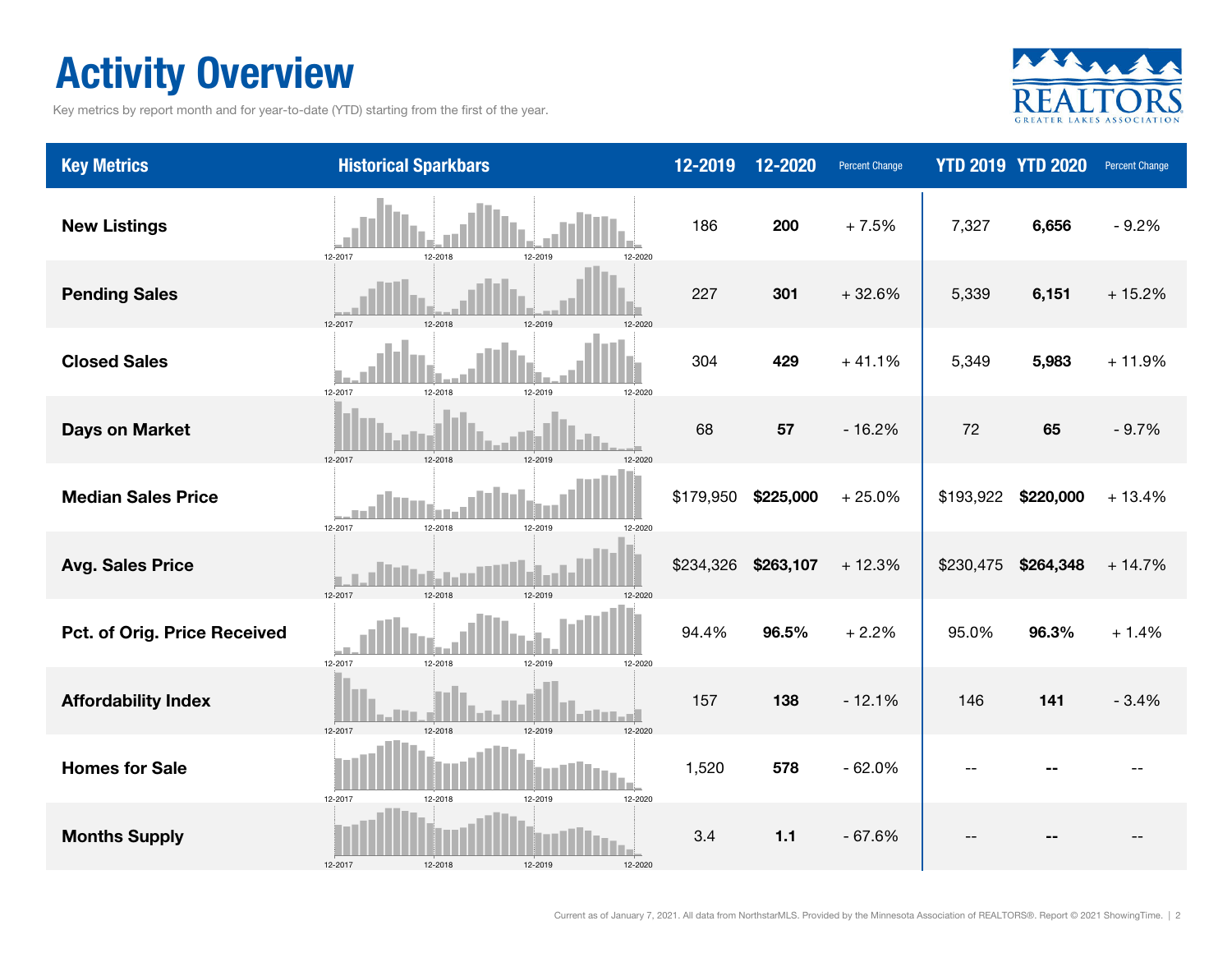# Activity Overview

Key metrics by report month and for year-to-date (YTD) starting from the first of the year.

| Key Metrics | Historical Sparkbars | 12-2019 | 12-2020 | Percent Change | YTD 2019 | YTD 2020 | Percent Change |
|---|---|---|---|---|---|---|---|
| **New Listings** | 12-2017 12-2018 12-2019 12-2020 | 186 | **200** | + 7.5% | 7,327 | **6,656** | - 9.2% |
| **Pending Sales** | 12-2017 12-2018 12-2019 12-2020 | 227 | **301** | + 32.6% | 5,339 | **6,151** | + 15.2% |
| **Closed Sales** | 12-2017 12-2018 12-2019 12-2020 | 304 | **429** | + 41.1% | 5,349 | **5,983** | + 11.9% |
| **Days on Market** | 12-2017 12-2018 12-2019 12-2020 | 68 | **57** | - 16.2% | 72 | **65** | - 9.7% |
| **Median Sales Price** | 12-2017 12-2018 12-2019 12-2020 | $179,950 | **$225,000** | + 25.0% | $193,922 | **$220,000** | + 13.4% |
| **Avg. Sales Price** | 12-2017 12-2018 12-2019 12-2020 | $234,326 | **$263,107** | + 12.3% | $230,475 | **$264,348** | + 14.7% |
| **Pct. of Orig. Price Received** | 12-2017 12-2018 12-2019 12-2020 | 94.4% | **96.5%** | + 2.2% | 95.0% | **96.3%** | + 1.4% |
| **Affordability Index** | 12-2017 12-2018 12-2019 12-2020 | 157 | **138** | - 12.1% | 146 | **141** | - 3.4% |
| **Homes for Sale** | 12-2017 12-2018 12-2019 12-2020 | 1,520 | **578** | - 62.0% | -- | **--** | -- |
| **Months Supply** | 12-2017 12-2018 12-2019 12-2020 | 3.4 | **1.1** | - 67.6% | -- | **--** | -- |

Current as of January 7, 2021. All data from NorthstarMLS. Provided by the Minnesota Association of REALTORS®. Report © 2021 ShowingTime.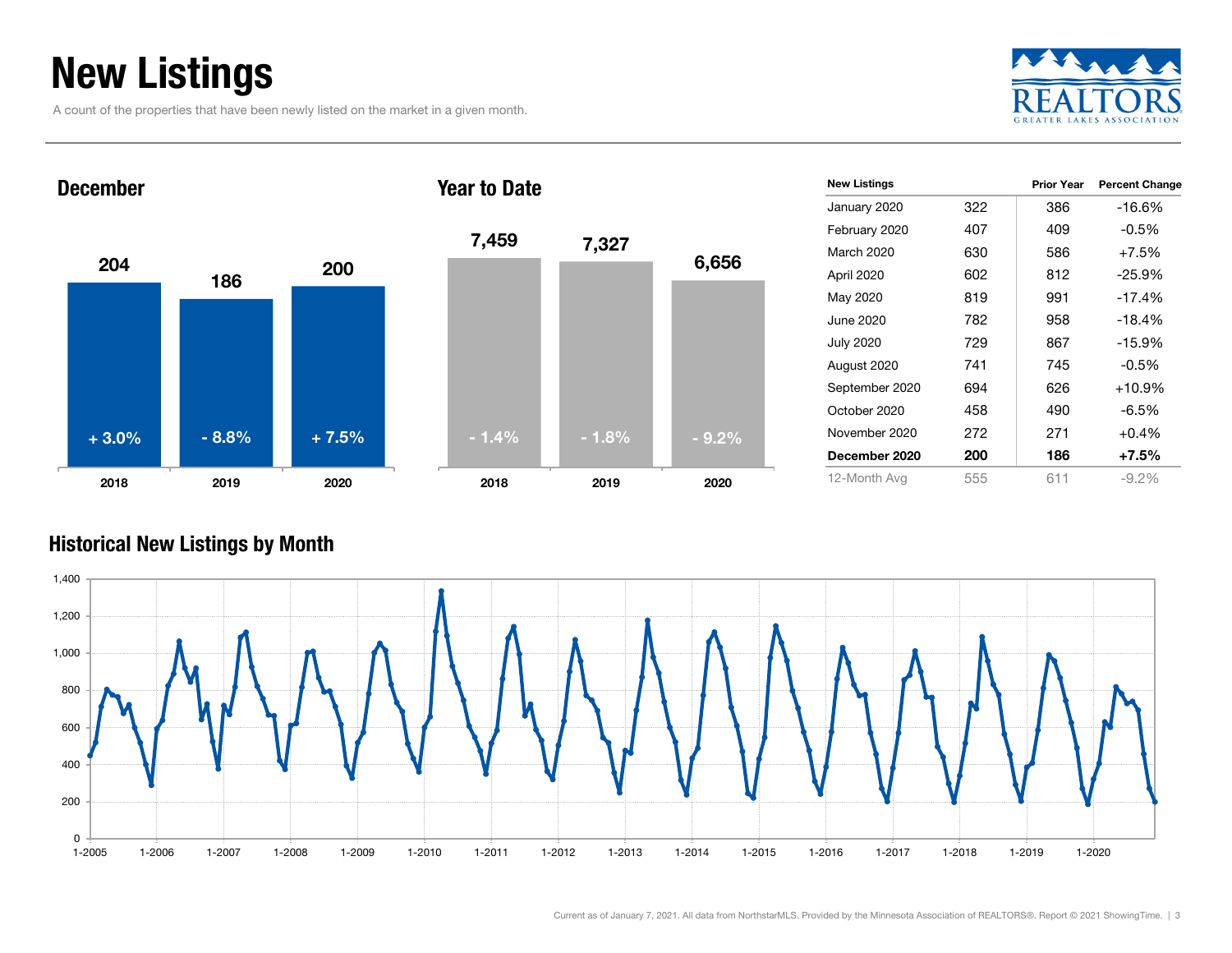# New Listings

A count of the properties that have been newly listed on the market in a given month.

## December

| | 2018 | 2019 | 2020 |
|---|---|---|---|
| New Listings | 204 | 186 | 200 |
| Change | + 3.0% | - 8.8% | + 7.5% |

## Year to Date

| | 2018 | 2019 | 2020 |
|---|---|---|---|
| New Listings | 7,459 | 7,327 | 6,656 |
| Change | - 1.4% | - 1.8% | - 9.2% |

| New Listings | | Prior Year | Percent Change |
|---|---|---|---|
| January 2020 | 322 | 386 | -16.6% |
| February 2020 | 407 | 409 | -0.5% |
| March 2020 | 630 | 586 | +7.5% |
| April 2020 | 602 | 812 | -25.9% |
| May 2020 | 819 | 991 | -17.4% |
| June 2020 | 782 | 958 | -18.4% |
| July 2020 | 729 | 867 | -15.9% |
| August 2020 | 741 | 745 | -0.5% |
| September 2020 | 694 | 626 | +10.9% |
| October 2020 | 458 | 490 | -6.5% |
| November 2020 | 272 | 271 | +0.4% |
| **December 2020** | **200** | **186** | **+7.5%** |
| 12-Month Avg | 555 | 611 | -9.2% |

## Historical New Listings by Month

Current as of January 7, 2021. All data from NorthstarMLS. Provided by the Minnesota Association of REALTORS®. Report © 2021 ShowingTime.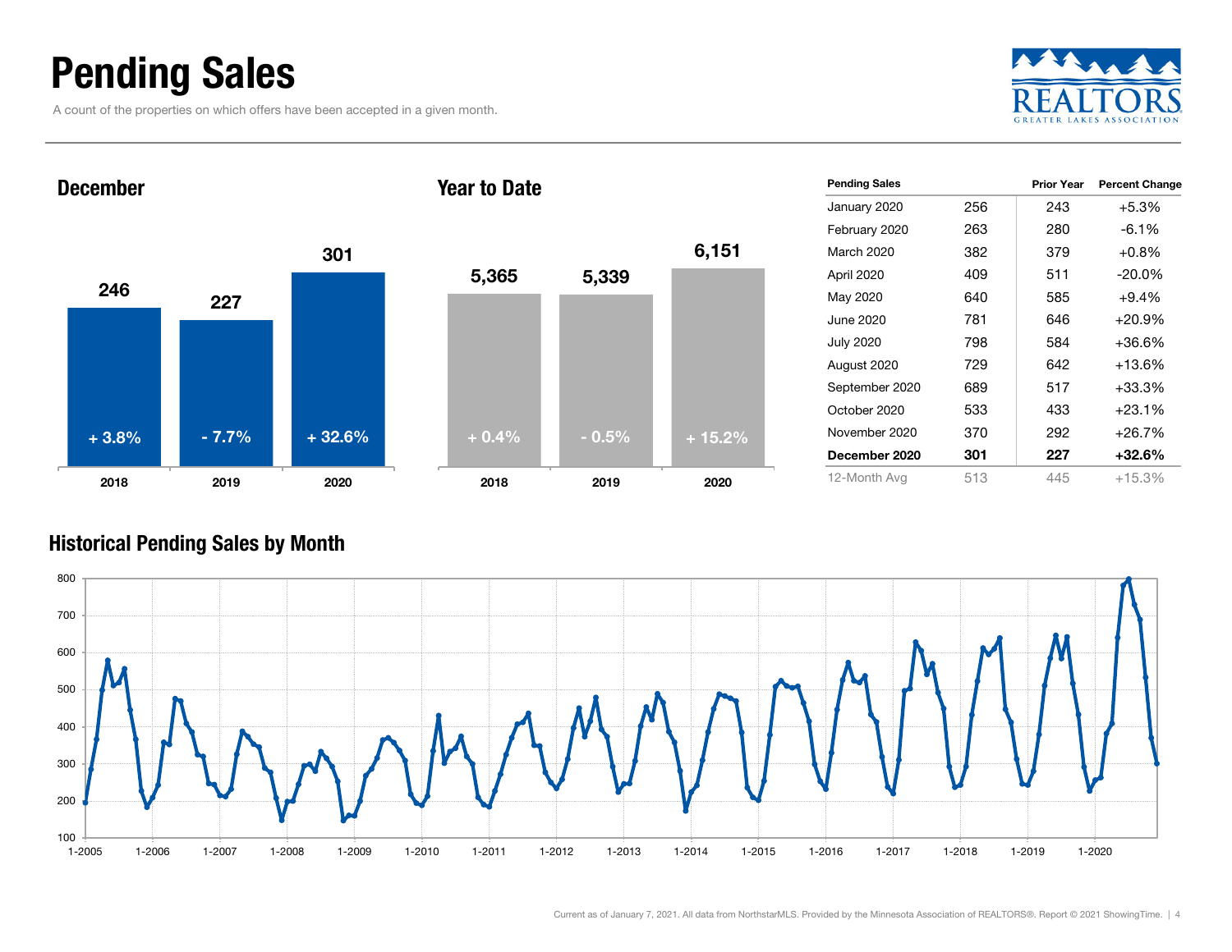# Pending Sales

A count of the properties on which offers have been accepted in a given month.

## December

| | 2018 | 2019 | 2020 |
|---|---|---|---|
| Pending Sales | 246 | 227 | 301 |
| Change | + 3.8% | - 7.7% | + 32.6% |

## Year to Date

| | 2018 | 2019 | 2020 |
|---|---|---|---|
| Pending Sales | 5,365 | 5,339 | 6,151 |
| Change | + 0.4% | - 0.5% | + 15.2% |

| Pending Sales | | Prior Year | Percent Change |
|---|---|---|---|
| January 2020 | 256 | 243 | +5.3% |
| February 2020 | 263 | 280 | -6.1% |
| March 2020 | 382 | 379 | +0.8% |
| April 2020 | 409 | 511 | -20.0% |
| May 2020 | 640 | 585 | +9.4% |
| June 2020 | 781 | 646 | +20.9% |
| July 2020 | 798 | 584 | +36.6% |
| August 2020 | 729 | 642 | +13.6% |
| September 2020 | 689 | 517 | +33.3% |
| October 2020 | 533 | 433 | +23.1% |
| November 2020 | 370 | 292 | +26.7% |
| **December 2020** | **301** | **227** | **+32.6%** |
| 12-Month Avg | 513 | 445 | +15.3% |

## Historical Pending Sales by Month

Current as of January 7, 2021. All data from NorthstarMLS. Provided by the Minnesota Association of REALTORS®. Report © 2021 ShowingTime.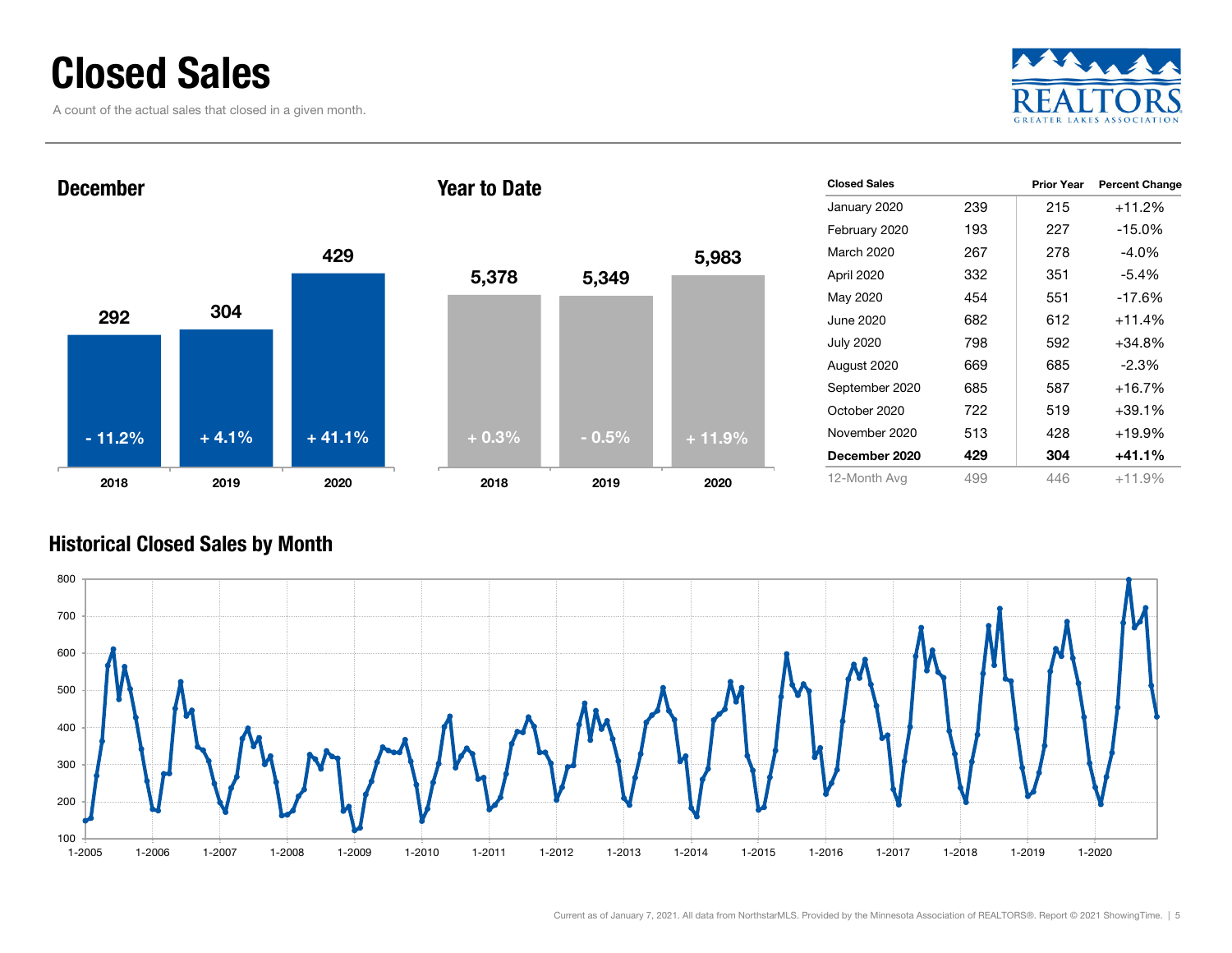# Closed Sales

A count of the actual sales that closed in a given month.

REALTORS GREATER LAKES ASSOCIATION

## December

| | 2018 | 2019 | 2020 |
|---|---|---|---|
| Closed Sales | 292 | 304 | 429 |
| Change | - 11.2% | + 4.1% | + 41.1% |

## Year to Date

| | 2018 | 2019 | 2020 |
|---|---|---|---|
| Closed Sales | 5,378 | 5,349 | 5,983 |
| Change | + 0.3% | - 0.5% | + 11.9% |

| Closed Sales | | Prior Year | Percent Change |
|---|---|---|---|
| January 2020 | 239 | 215 | +11.2% |
| February 2020 | 193 | 227 | -15.0% |
| March 2020 | 267 | 278 | -4.0% |
| April 2020 | 332 | 351 | -5.4% |
| May 2020 | 454 | 551 | -17.6% |
| June 2020 | 682 | 612 | +11.4% |
| July 2020 | 798 | 592 | +34.8% |
| August 2020 | 669 | 685 | -2.3% |
| September 2020 | 685 | 587 | +16.7% |
| October 2020 | 722 | 519 | +39.1% |
| November 2020 | 513 | 428 | +19.9% |
| **December 2020** | **429** | **304** | **+41.1%** |
| 12-Month Avg | 499 | 446 | +11.9% |

## Historical Closed Sales by Month

Current as of January 7, 2021. All data from NorthstarMLS. Provided by the Minnesota Association of REALTORS®. Report © 2021 ShowingTime.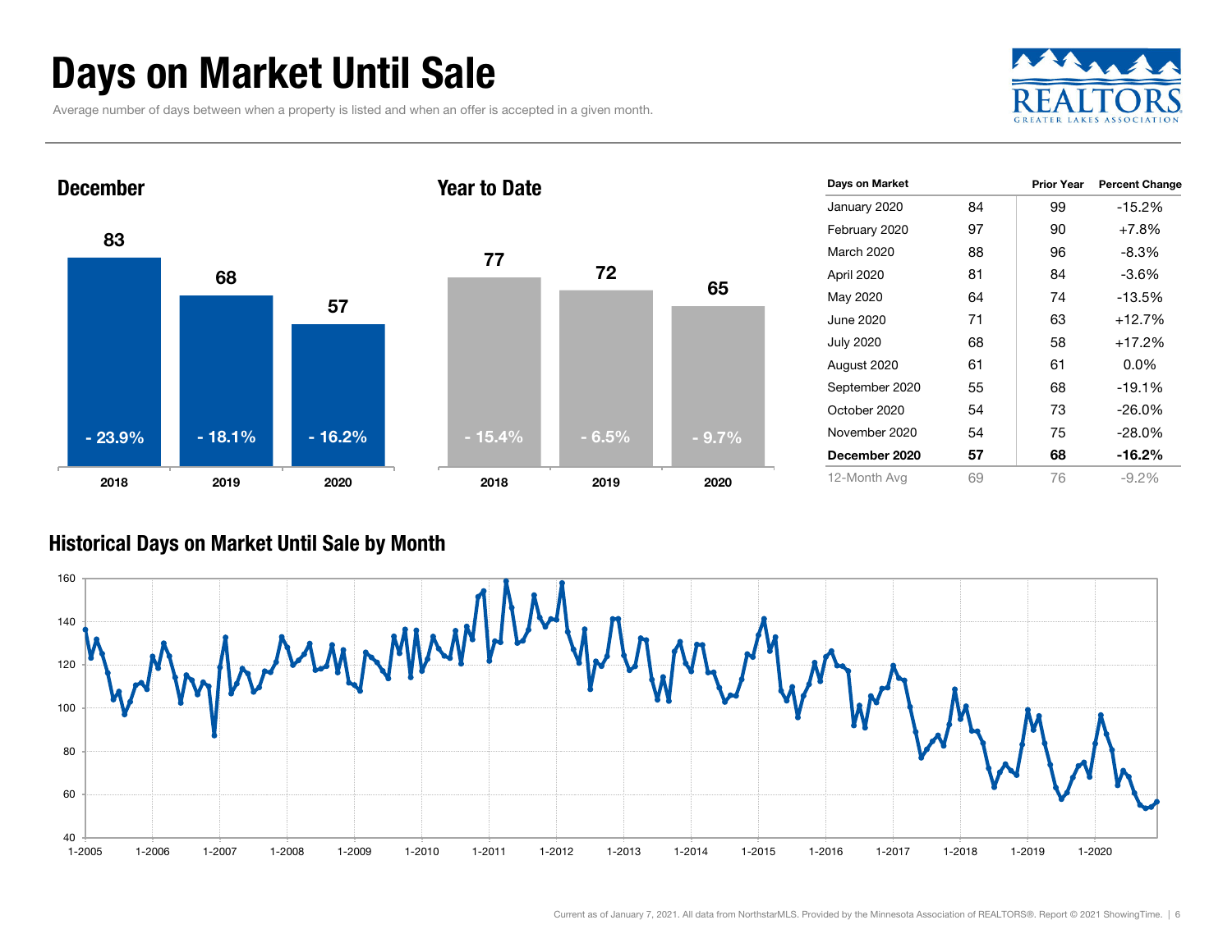# Days on Market Until Sale

Average number of days between when a property is listed and when an offer is accepted in a given month.

## December

| | 2018 | 2019 | 2020 |
|---|---|---|---|
| Days | 83 | 68 | 57 |
| Change | - 23.9% | - 18.1% | - 16.2% |

## Year to Date

| | 2018 | 2019 | 2020 |
|---|---|---|---|
| Days | 77 | 72 | 65 |
| Change | - 15.4% | - 6.5% | - 9.7% |

| Days on Market | | Prior Year | Percent Change |
|---|---|---|---|
| January 2020 | 84 | 99 | -15.2% |
| February 2020 | 97 | 90 | +7.8% |
| March 2020 | 88 | 96 | -8.3% |
| April 2020 | 81 | 84 | -3.6% |
| May 2020 | 64 | 74 | -13.5% |
| June 2020 | 71 | 63 | +12.7% |
| July 2020 | 68 | 58 | +17.2% |
| August 2020 | 61 | 61 | 0.0% |
| September 2020 | 55 | 68 | -19.1% |
| October 2020 | 54 | 73 | -26.0% |
| November 2020 | 54 | 75 | -28.0% |
| **December 2020** | **57** | **68** | **-16.2%** |
| 12-Month Avg | 69 | 76 | -9.2% |

## Historical Days on Market Until Sale by Month

Current as of January 7, 2021. All data from NorthstarMLS. Provided by the Minnesota Association of REALTORS®. Report © 2021 ShowingTime.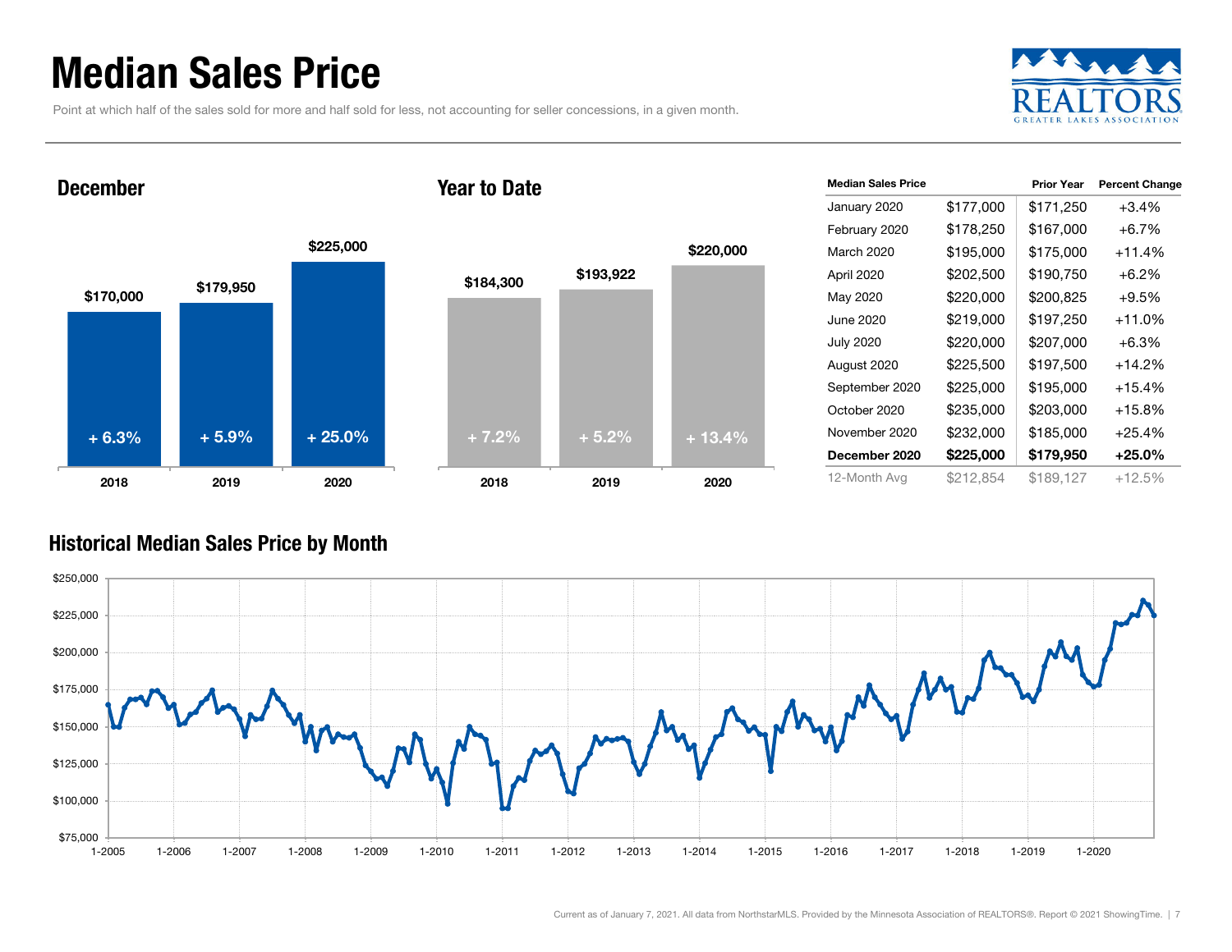# Median Sales Price

Point at which half of the sales sold for more and half sold for less, not accounting for seller concessions, in a given month.

### December

| Year | Median Sales Price | Change |
|---|---|---|
| 2018 | $170,000 | + 6.3% |
| 2019 | $179,950 | + 5.9% |
| 2020 | $225,000 | + 25.0% |

### Year to Date

| Year | Median Sales Price | Change |
|---|---|---|
| 2018 | $184,300 | + 7.2% |
| 2019 | $193,922 | + 5.2% |
| 2020 | $220,000 | + 13.4% |

| Median Sales Price | | Prior Year | Percent Change |
|---|---|---|---|
| January 2020 | $177,000 | $171,250 | +3.4% |
| February 2020 | $178,250 | $167,000 | +6.7% |
| March 2020 | $195,000 | $175,000 | +11.4% |
| April 2020 | $202,500 | $190,750 | +6.2% |
| May 2020 | $220,000 | $200,825 | +9.5% |
| June 2020 | $219,000 | $197,250 | +11.0% |
| July 2020 | $220,000 | $207,000 | +6.3% |
| August 2020 | $225,500 | $197,500 | +14.2% |
| September 2020 | $225,000 | $195,000 | +15.4% |
| October 2020 | $235,000 | $203,000 | +15.8% |
| November 2020 | $232,000 | $185,000 | +25.4% |
| **December 2020** | **$225,000** | **$179,950** | **+25.0%** |
| 12-Month Avg | $212,854 | $189,127 | +12.5% |

### Historical Median Sales Price by Month

Current as of January 7, 2021. All data from NorthstarMLS. Provided by the Minnesota Association of REALTORS®. Report © 2021 ShowingTime.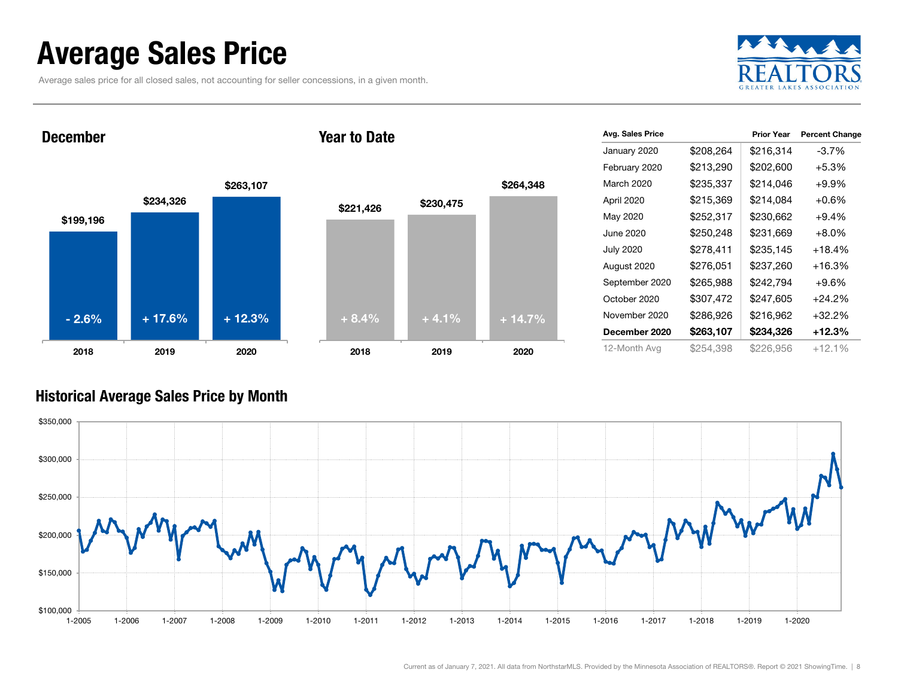# Average Sales Price

Average sales price for all closed sales, not accounting for seller concessions, in a given month.

## December

| Year | Average Sales Price | Change |
| --- | --- | --- |
| 2018 | $199,196 | - 2.6% |
| 2019 | $234,326 | + 17.6% |
| 2020 | $263,107 | + 12.3% |

## Year to Date

| Year | Average Sales Price | Change |
| --- | --- | --- |
| 2018 | $221,426 | + 8.4% |
| 2019 | $230,475 | + 4.1% |
| 2020 | $264,348 | + 14.7% |

| Avg. Sales Price | | Prior Year | Percent Change |
| --- | --- | --- | --- |
| January 2020 | $208,264 | $216,314 | -3.7% |
| February 2020 | $213,290 | $202,600 | +5.3% |
| March 2020 | $235,337 | $214,046 | +9.9% |
| April 2020 | $215,369 | $214,084 | +0.6% |
| May 2020 | $252,317 | $230,662 | +9.4% |
| June 2020 | $250,248 | $231,669 | +8.0% |
| July 2020 | $278,411 | $235,145 | +18.4% |
| August 2020 | $276,051 | $237,260 | +16.3% |
| September 2020 | $265,988 | $242,794 | +9.6% |
| October 2020 | $307,472 | $247,605 | +24.2% |
| November 2020 | $286,926 | $216,962 | +32.2% |
| **December 2020** | **$263,107** | **$234,326** | **+12.3%** |
| 12-Month Avg | $254,398 | $226,956 | +12.1% |

## Historical Average Sales Price by Month

Current as of January 7, 2021. All data from NorthstarMLS. Provided by the Minnesota Association of REALTORS®. Report © 2021 ShowingTime.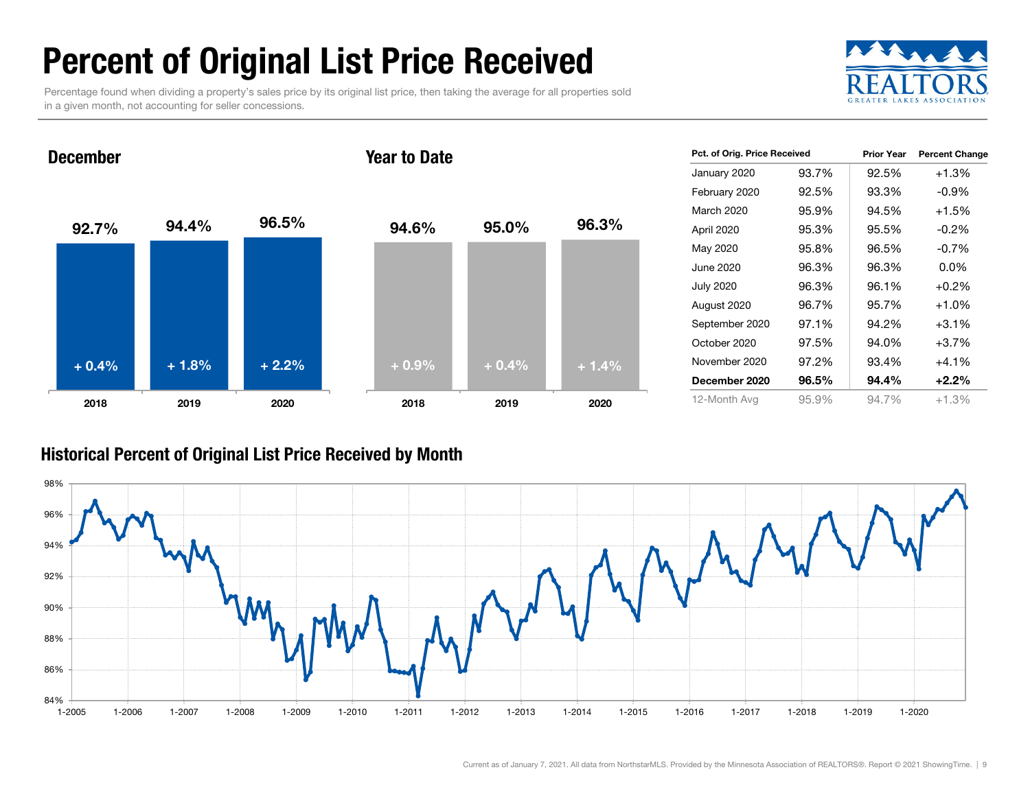# Percent of Original List Price Received

Percentage found when dividing a property's sales price by its original list price, then taking the average for all properties sold in a given month, not accounting for seller concessions.

## December

| | 2018 | 2019 | 2020 |
|---|---|---|---|
| Percent | 92.7% | 94.4% | 96.5% |
| Change | + 0.4% | + 1.8% | + 2.2% |

## Year to Date

| | 2018 | 2019 | 2020 |
|---|---|---|---|
| Percent | 94.6% | 95.0% | 96.3% |
| Change | + 0.9% | + 0.4% | + 1.4% |

| Pct. of Orig. Price Received | | Prior Year | Percent Change |
|---|---|---|---|
| January 2020 | 93.7% | 92.5% | +1.3% |
| February 2020 | 92.5% | 93.3% | -0.9% |
| March 2020 | 95.9% | 94.5% | +1.5% |
| April 2020 | 95.3% | 95.5% | -0.2% |
| May 2020 | 95.8% | 96.5% | -0.7% |
| June 2020 | 96.3% | 96.3% | 0.0% |
| July 2020 | 96.3% | 96.1% | +0.2% |
| August 2020 | 96.7% | 95.7% | +1.0% |
| September 2020 | 97.1% | 94.2% | +3.1% |
| October 2020 | 97.5% | 94.0% | +3.7% |
| November 2020 | 97.2% | 93.4% | +4.1% |
| **December 2020** | **96.5%** | **94.4%** | **+2.2%** |
| 12-Month Avg | 95.9% | 94.7% | +1.3% |

## Historical Percent of Original List Price Received by Month

Current as of January 7, 2021. All data from NorthstarMLS. Provided by the Minnesota Association of REALTORS®. Report © 2021 ShowingTime.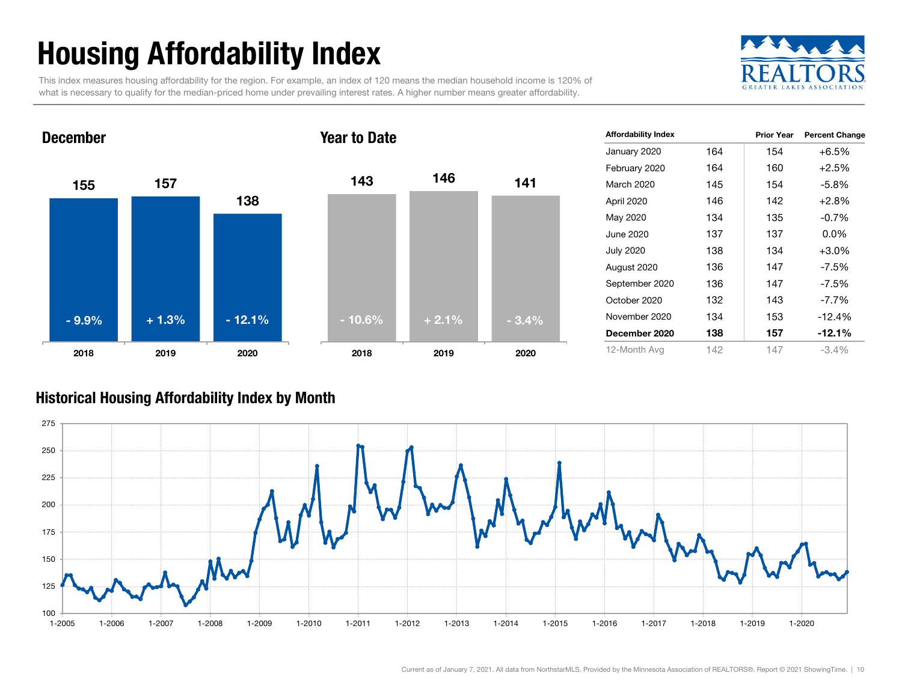# Housing Affordability Index

This index measures housing affordability for the region. For example, an index of 120 means the median household income is 120% of what is necessary to qualify for the median-priced home under prevailing interest rates. A higher number means greater affordability.

## December

| | 2018 | 2019 | 2020 |
|---|---|---|---|
| Index | 155 | 157 | 138 |
| Change | - 9.9% | + 1.3% | - 12.1% |

## Year to Date

| | 2018 | 2019 | 2020 |
|---|---|---|---|
| Index | 143 | 146 | 141 |
| Change | - 10.6% | + 2.1% | - 3.4% |

| Affordability Index | | Prior Year | Percent Change |
|---|---|---|---|
| January 2020 | 164 | 154 | +6.5% |
| February 2020 | 164 | 160 | +2.5% |
| March 2020 | 145 | 154 | -5.8% |
| April 2020 | 146 | 142 | +2.8% |
| May 2020 | 134 | 135 | -0.7% |
| June 2020 | 137 | 137 | 0.0% |
| July 2020 | 138 | 134 | +3.0% |
| August 2020 | 136 | 147 | -7.5% |
| September 2020 | 136 | 147 | -7.5% |
| October 2020 | 132 | 143 | -7.7% |
| November 2020 | 134 | 153 | -12.4% |
| **December 2020** | **138** | **157** | **-12.1%** |
| 12-Month Avg | 142 | 147 | -3.4% |

## Historical Housing Affordability Index by Month

Current as of January 7, 2021. All data from NorthstarMLS. Provided by the Minnesota Association of REALTORS®. Report © 2021 ShowingTime.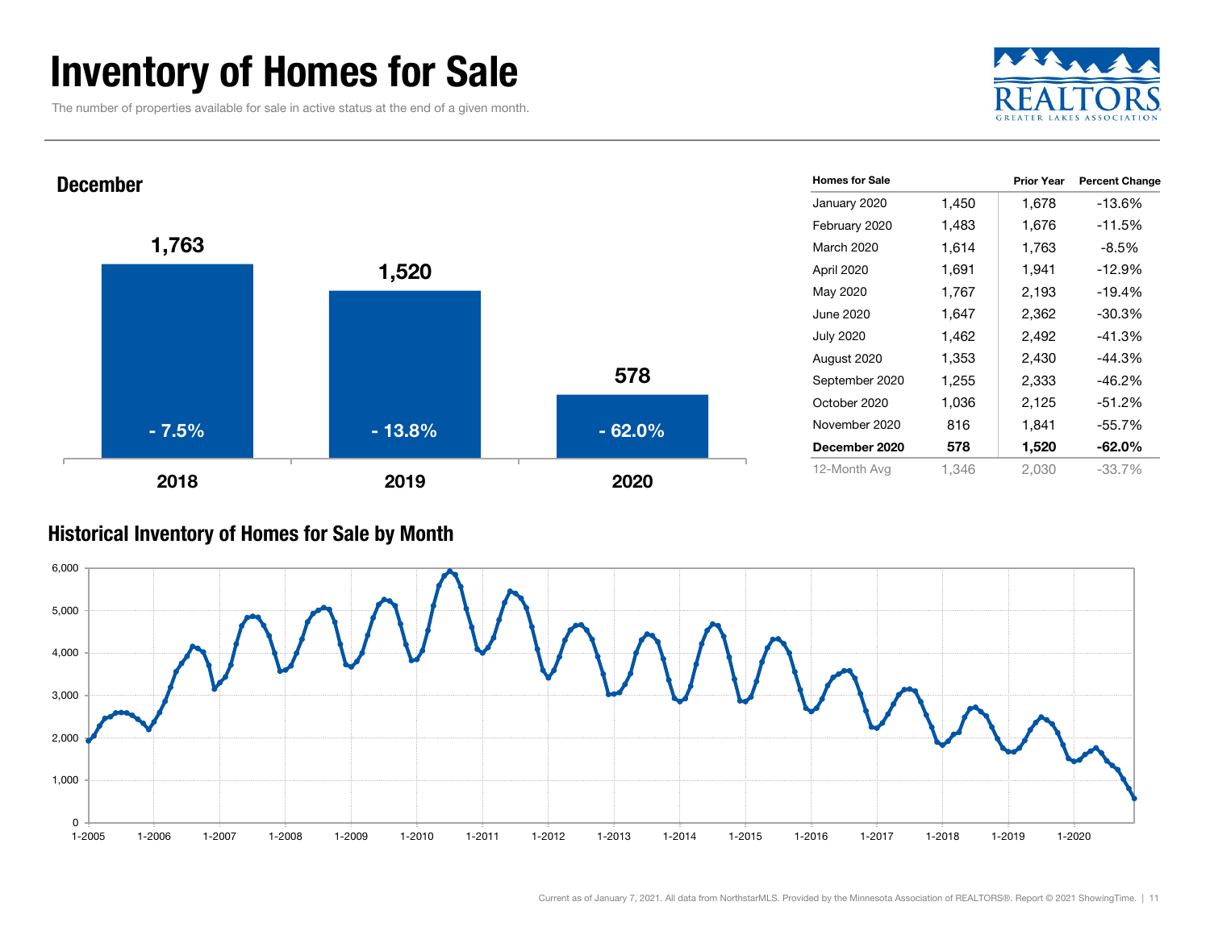# Inventory of Homes for Sale

The number of properties available for sale in active status at the end of a given month.

### December

| Year | Homes for Sale | Percent Change |
|---|---|---|
| 2018 | 1,763 | - 7.5% |
| 2019 | 1,520 | - 13.8% |
| 2020 | 578 | - 62.0% |

| Homes for Sale | | Prior Year | Percent Change |
|---|---|---|---|
| January 2020 | 1,450 | 1,678 | -13.6% |
| February 2020 | 1,483 | 1,676 | -11.5% |
| March 2020 | 1,614 | 1,763 | -8.5% |
| April 2020 | 1,691 | 1,941 | -12.9% |
| May 2020 | 1,767 | 2,193 | -19.4% |
| June 2020 | 1,647 | 2,362 | -30.3% |
| July 2020 | 1,462 | 2,492 | -41.3% |
| August 2020 | 1,353 | 2,430 | -44.3% |
| September 2020 | 1,255 | 2,333 | -46.2% |
| October 2020 | 1,036 | 2,125 | -51.2% |
| November 2020 | 816 | 1,841 | -55.7% |
| **December 2020** | **578** | **1,520** | **-62.0%** |
| 12-Month Avg | 1,346 | 2,030 | -33.7% |

### Historical Inventory of Homes for Sale by Month

Current as of January 7, 2021. All data from NorthstarMLS. Provided by the Minnesota Association of REALTORS®. Report © 2021 ShowingTime.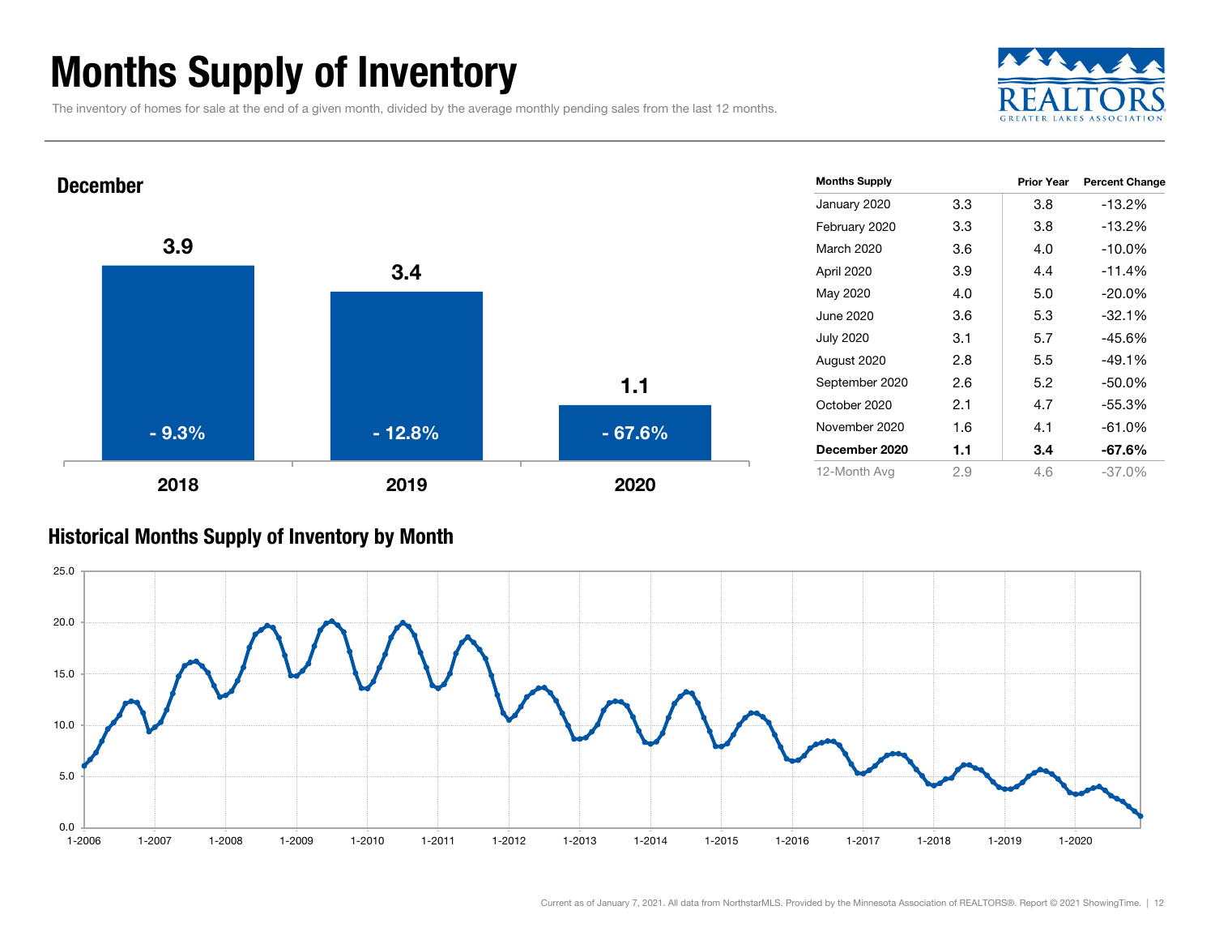# Months Supply of Inventory

The inventory of homes for sale at the end of a given month, divided by the average monthly pending sales from the last 12 months.

## December

| | 2018 | 2019 | 2020 |
|---|---|---|---|
| Months Supply | 3.9 | 3.4 | 1.1 |
| Percent Change | - 9.3% | - 12.8% | - 67.6% |

| Months Supply | | Prior Year | Percent Change |
|---|---|---|---|
| January 2020 | 3.3 | 3.8 | -13.2% |
| February 2020 | 3.3 | 3.8 | -13.2% |
| March 2020 | 3.6 | 4.0 | -10.0% |
| April 2020 | 3.9 | 4.4 | -11.4% |
| May 2020 | 4.0 | 5.0 | -20.0% |
| June 2020 | 3.6 | 5.3 | -32.1% |
| July 2020 | 3.1 | 5.7 | -45.6% |
| August 2020 | 2.8 | 5.5 | -49.1% |
| September 2020 | 2.6 | 5.2 | -50.0% |
| October 2020 | 2.1 | 4.7 | -55.3% |
| November 2020 | 1.6 | 4.1 | -61.0% |
| **December 2020** | **1.1** | **3.4** | **-67.6%** |
| 12-Month Avg | 2.9 | 4.6 | -37.0% |

## Historical Months Supply of Inventory by Month

Current as of January 7, 2021. All data from NorthstarMLS. Provided by the Minnesota Association of REALTORS®. Report © 2021 ShowingTime.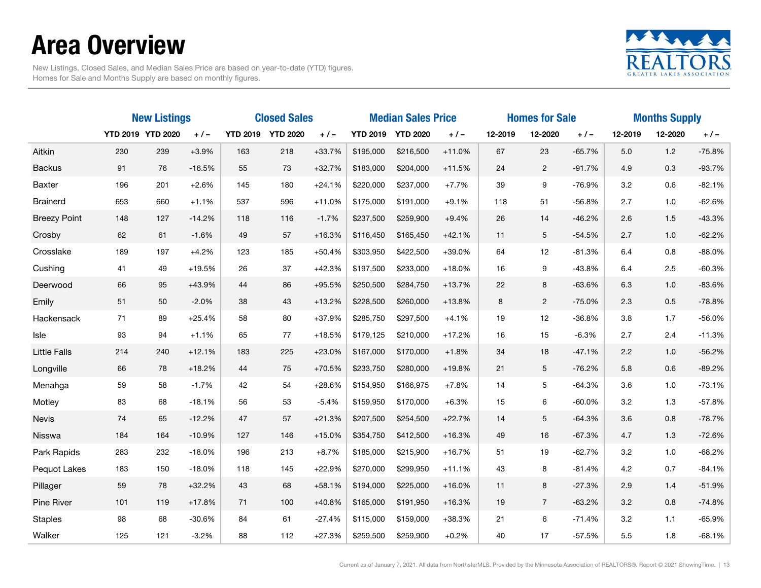# Area Overview

New Listings, Closed Sales, and Median Sales Price are based on year-to-date (YTD) figures.
Homes for Sale and Months Supply are based on monthly figures.

| | New Listings | | | Closed Sales | | | Median Sales Price | | | Homes for Sale | | | Months Supply | | |
|---|---|---|---|---|---|---|---|---|---|---|---|---|---|---|---|
| | YTD 2019 | YTD 2020 | + / – | YTD 2019 | YTD 2020 | + / – | YTD 2019 | YTD 2020 | + / – | 12-2019 | 12-2020 | + / – | 12-2019 | 12-2020 | + / – |
| Aitkin | 230 | 239 | +3.9% | 163 | 218 | +33.7% | $195,000 | $216,500 | +11.0% | 67 | 23 | -65.7% | 5.0 | 1.2 | -75.8% |
| Backus | 91 | 76 | -16.5% | 55 | 73 | +32.7% | $183,000 | $204,000 | +11.5% | 24 | 2 | -91.7% | 4.9 | 0.3 | -93.7% |
| Baxter | 196 | 201 | +2.6% | 145 | 180 | +24.1% | $220,000 | $237,000 | +7.7% | 39 | 9 | -76.9% | 3.2 | 0.6 | -82.1% |
| Brainerd | 653 | 660 | +1.1% | 537 | 596 | +11.0% | $175,000 | $191,000 | +9.1% | 118 | 51 | -56.8% | 2.7 | 1.0 | -62.6% |
| Breezy Point | 148 | 127 | -14.2% | 118 | 116 | -1.7% | $237,500 | $259,900 | +9.4% | 26 | 14 | -46.2% | 2.6 | 1.5 | -43.3% |
| Crosby | 62 | 61 | -1.6% | 49 | 57 | +16.3% | $116,450 | $165,450 | +42.1% | 11 | 5 | -54.5% | 2.7 | 1.0 | -62.2% |
| Crosslake | 189 | 197 | +4.2% | 123 | 185 | +50.4% | $303,950 | $422,500 | +39.0% | 64 | 12 | -81.3% | 6.4 | 0.8 | -88.0% |
| Cushing | 41 | 49 | +19.5% | 26 | 37 | +42.3% | $197,500 | $233,000 | +18.0% | 16 | 9 | -43.8% | 6.4 | 2.5 | -60.3% |
| Deerwood | 66 | 95 | +43.9% | 44 | 86 | +95.5% | $250,500 | $284,750 | +13.7% | 22 | 8 | -63.6% | 6.3 | 1.0 | -83.6% |
| Emily | 51 | 50 | -2.0% | 38 | 43 | +13.2% | $228,500 | $260,000 | +13.8% | 8 | 2 | -75.0% | 2.3 | 0.5 | -78.8% |
| Hackensack | 71 | 89 | +25.4% | 58 | 80 | +37.9% | $285,750 | $297,500 | +4.1% | 19 | 12 | -36.8% | 3.8 | 1.7 | -56.0% |
| Isle | 93 | 94 | +1.1% | 65 | 77 | +18.5% | $179,125 | $210,000 | +17.2% | 16 | 15 | -6.3% | 2.7 | 2.4 | -11.3% |
| Little Falls | 214 | 240 | +12.1% | 183 | 225 | +23.0% | $167,000 | $170,000 | +1.8% | 34 | 18 | -47.1% | 2.2 | 1.0 | -56.2% |
| Longville | 66 | 78 | +18.2% | 44 | 75 | +70.5% | $233,750 | $280,000 | +19.8% | 21 | 5 | -76.2% | 5.8 | 0.6 | -89.2% |
| Menahga | 59 | 58 | -1.7% | 42 | 54 | +28.6% | $154,950 | $166,975 | +7.8% | 14 | 5 | -64.3% | 3.6 | 1.0 | -73.1% |
| Motley | 83 | 68 | -18.1% | 56 | 53 | -5.4% | $159,950 | $170,000 | +6.3% | 15 | 6 | -60.0% | 3.2 | 1.3 | -57.8% |
| Nevis | 74 | 65 | -12.2% | 47 | 57 | +21.3% | $207,500 | $254,500 | +22.7% | 14 | 5 | -64.3% | 3.6 | 0.8 | -78.7% |
| Nisswa | 184 | 164 | -10.9% | 127 | 146 | +15.0% | $354,750 | $412,500 | +16.3% | 49 | 16 | -67.3% | 4.7 | 1.3 | -72.6% |
| Park Rapids | 283 | 232 | -18.0% | 196 | 213 | +8.7% | $185,000 | $215,900 | +16.7% | 51 | 19 | -62.7% | 3.2 | 1.0 | -68.2% |
| Pequot Lakes | 183 | 150 | -18.0% | 118 | 145 | +22.9% | $270,000 | $299,950 | +11.1% | 43 | 8 | -81.4% | 4.2 | 0.7 | -84.1% |
| Pillager | 59 | 78 | +32.2% | 43 | 68 | +58.1% | $194,000 | $225,000 | +16.0% | 11 | 8 | -27.3% | 2.9 | 1.4 | -51.9% |
| Pine River | 101 | 119 | +17.8% | 71 | 100 | +40.8% | $165,000 | $191,950 | +16.3% | 19 | 7 | -63.2% | 3.2 | 0.8 | -74.8% |
| Staples | 98 | 68 | -30.6% | 84 | 61 | -27.4% | $115,000 | $159,000 | +38.3% | 21 | 6 | -71.4% | 3.2 | 1.1 | -65.9% |
| Walker | 125 | 121 | -3.2% | 88 | 112 | +27.3% | $259,500 | $259,900 | +0.2% | 40 | 17 | -57.5% | 5.5 | 1.8 | -68.1% |

Current as of January 7, 2021. All data from NorthstarMLS. Provided by the Minnesota Association of REALTORS®. Report © 2021 ShowingTime.